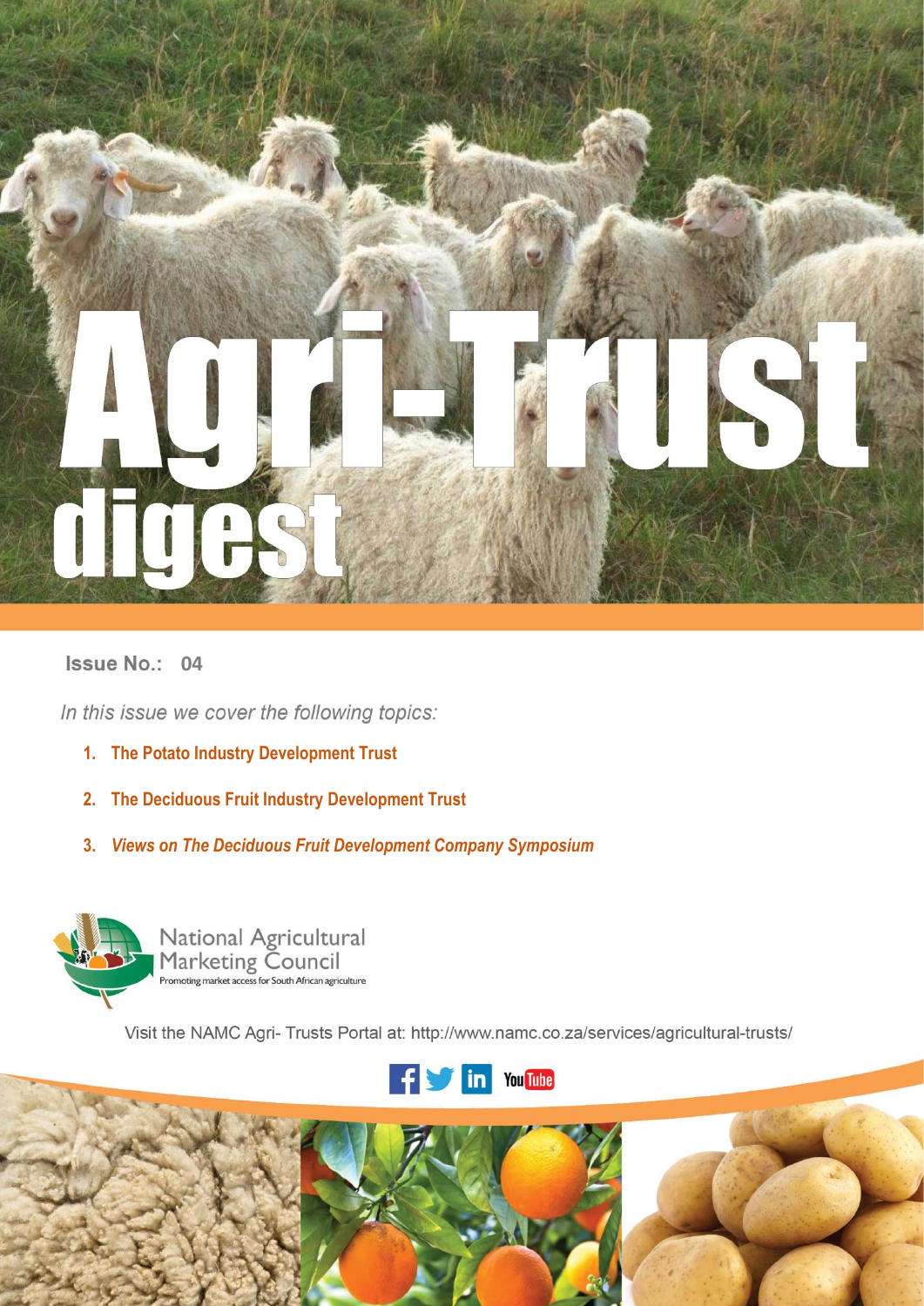# Agri-Trust digest

**Issue No.: 04**

*In this issue we cover the following topics:*

1. **The Potato Industry Development Trust**
2. **The Deciduous Fruit Industry Development Trust**
3. ***Views on The Deciduous Fruit Development Company Symposium***

National Agricultural Marketing Council
Promoting market access for South African agriculture

Visit the NAMC Agri- Trusts Portal at: http://www.namc.co.za/services/agricultural-trusts/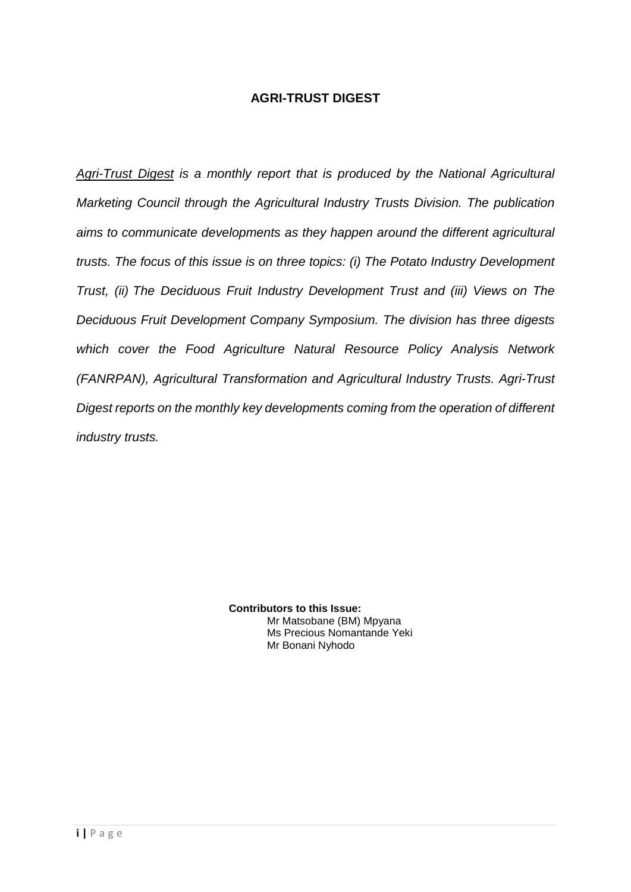# AGRI-TRUST DIGEST

*Agri-Trust Digest is a monthly report that is produced by the National Agricultural Marketing Council through the Agricultural Industry Trusts Division. The publication aims to communicate developments as they happen around the different agricultural trusts. The focus of this issue is on three topics: (i) The Potato Industry Development Trust, (ii) The Deciduous Fruit Industry Development Trust and (iii) Views on The Deciduous Fruit Development Company Symposium. The division has three digests which cover the Food Agriculture Natural Resource Policy Analysis Network (FANRPAN), Agricultural Transformation and Agricultural Industry Trusts. Agri-Trust Digest reports on the monthly key developments coming from the operation of different industry trusts.*

**Contributors to this Issue:**

Mr Matsobane (BM) Mpyana
Ms Precious Nomantande Yeki
Mr Bonani Nyhodo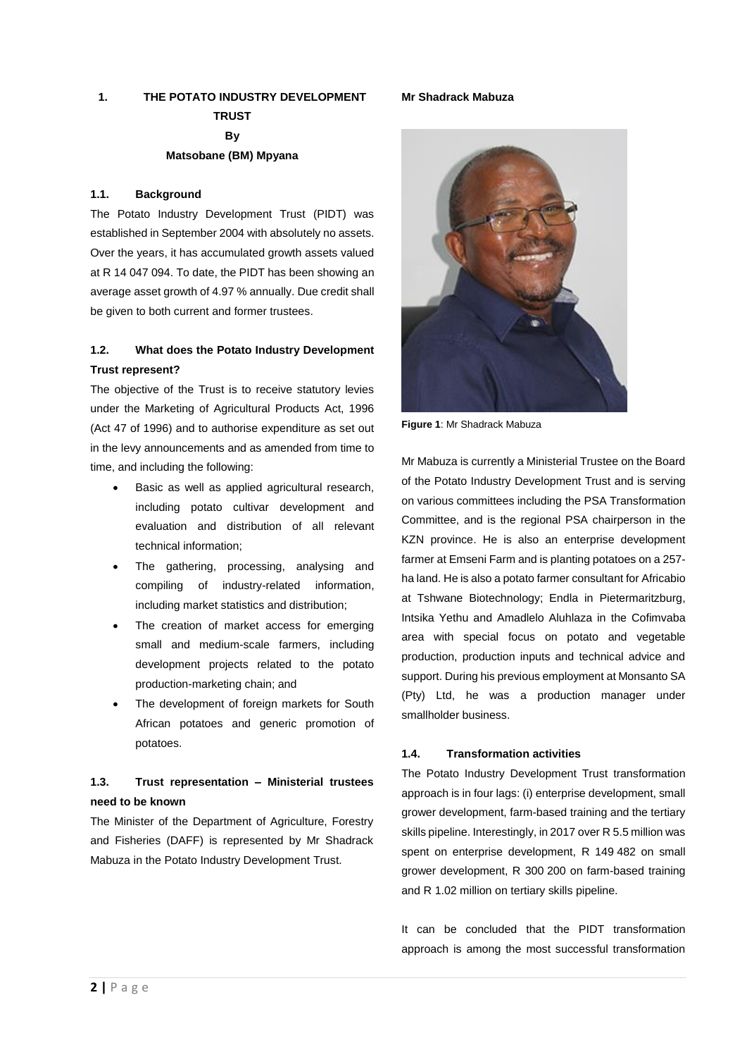# 1. THE POTATO INDUSTRY DEVELOPMENT TRUST

**By**

**Matsobane (BM) Mpyana**

## 1.1. Background

The Potato Industry Development Trust (PIDT) was established in September 2004 with absolutely no assets. Over the years, it has accumulated growth assets valued at R 14 047 094. To date, the PIDT has been showing an average asset growth of 4.97 % annually. Due credit shall be given to both current and former trustees.

## 1.2. What does the Potato Industry Development Trust represent?

The objective of the Trust is to receive statutory levies under the Marketing of Agricultural Products Act, 1996 (Act 47 of 1996) and to authorise expenditure as set out in the levy announcements and as amended from time to time, and including the following:

- Basic as well as applied agricultural research, including potato cultivar development and evaluation and distribution of all relevant technical information;
- The gathering, processing, analysing and compiling of industry-related information, including market statistics and distribution;
- The creation of market access for emerging small and medium-scale farmers, including development projects related to the potato production-marketing chain; and
- The development of foreign markets for South African potatoes and generic promotion of potatoes.

## 1.3. Trust representation – Ministerial trustees need to be known

The Minister of the Department of Agriculture, Forestry and Fisheries (DAFF) is represented by Mr Shadrack Mabuza in the Potato Industry Development Trust.

**Mr Shadrack Mabuza**

**Figure 1**: Mr Shadrack Mabuza

Mr Mabuza is currently a Ministerial Trustee on the Board of the Potato Industry Development Trust and is serving on various committees including the PSA Transformation Committee, and is the regional PSA chairperson in the KZN province. He is also an enterprise development farmer at Emseni Farm and is planting potatoes on a 257-ha land. He is also a potato farmer consultant for Africabio at Tshwane Biotechnology; Endla in Pietermaritzburg, Intsika Yethu and Amadlelo Aluhlaza in the Cofimvaba area with special focus on potato and vegetable production, production inputs and technical advice and support. During his previous employment at Monsanto SA (Pty) Ltd, he was a production manager under smallholder business.

## 1.4. Transformation activities

The Potato Industry Development Trust transformation approach is in four lags: (i) enterprise development, small grower development, farm-based training and the tertiary skills pipeline. Interestingly, in 2017 over R 5.5 million was spent on enterprise development, R 149 482 on small grower development, R 300 200 on farm-based training and R 1.02 million on tertiary skills pipeline.

It can be concluded that the PIDT transformation approach is among the most successful transformation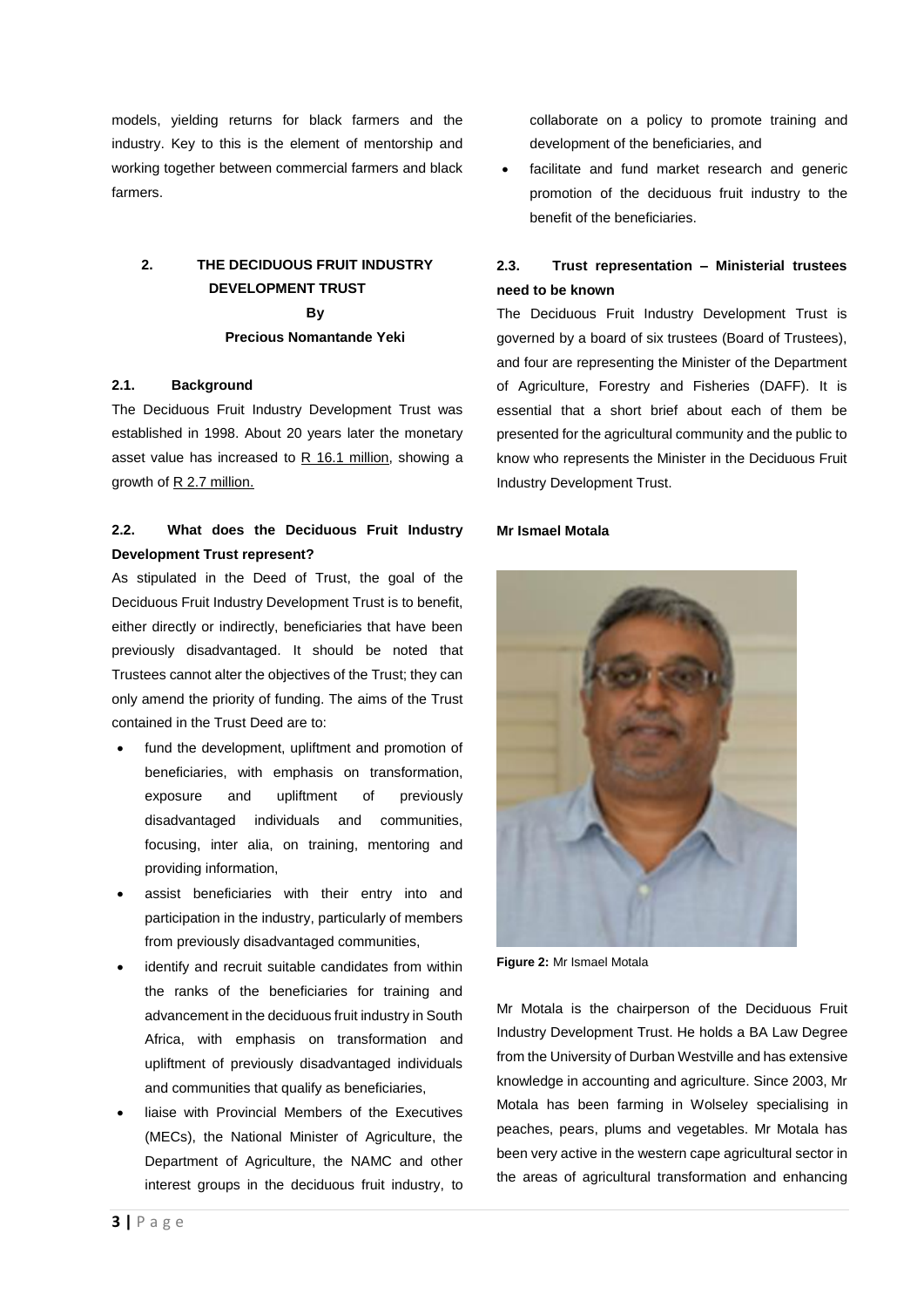models, yielding returns for black farmers and the industry. Key to this is the element of mentorship and working together between commercial farmers and black farmers.

## 2. THE DECIDUOUS FRUIT INDUSTRY DEVELOPMENT TRUST

**By**

**Precious Nomantande Yeki**

### 2.1. Background

The Deciduous Fruit Industry Development Trust was established in 1998. About 20 years later the monetary asset value has increased to R 16.1 million, showing a growth of R 2.7 million.

### 2.2. What does the Deciduous Fruit Industry Development Trust represent?

As stipulated in the Deed of Trust, the goal of the Deciduous Fruit Industry Development Trust is to benefit, either directly or indirectly, beneficiaries that have been previously disadvantaged. It should be noted that Trustees cannot alter the objectives of the Trust; they can only amend the priority of funding. The aims of the Trust contained in the Trust Deed are to:

- fund the development, upliftment and promotion of beneficiaries, with emphasis on transformation, exposure and upliftment of previously disadvantaged individuals and communities, focusing, inter alia, on training, mentoring and providing information,
- assist beneficiaries with their entry into and participation in the industry, particularly of members from previously disadvantaged communities,
- identify and recruit suitable candidates from within the ranks of the beneficiaries for training and advancement in the deciduous fruit industry in South Africa, with emphasis on transformation and upliftment of previously disadvantaged individuals and communities that qualify as beneficiaries,
- liaise with Provincial Members of the Executives (MECs), the National Minister of Agriculture, the Department of Agriculture, the NAMC and other interest groups in the deciduous fruit industry, to collaborate on a policy to promote training and development of the beneficiaries, and
- facilitate and fund market research and generic promotion of the deciduous fruit industry to the benefit of the beneficiaries.

### 2.3. Trust representation – Ministerial trustees need to be known

The Deciduous Fruit Industry Development Trust is governed by a board of six trustees (Board of Trustees), and four are representing the Minister of the Department of Agriculture, Forestry and Fisheries (DAFF). It is essential that a short brief about each of them be presented for the agricultural community and the public to know who represents the Minister in the Deciduous Fruit Industry Development Trust.

**Mr Ismael Motala**

**Figure 2:** Mr Ismael Motala

Mr Motala is the chairperson of the Deciduous Fruit Industry Development Trust. He holds a BA Law Degree from the University of Durban Westville and has extensive knowledge in accounting and agriculture. Since 2003, Mr Motala has been farming in Wolseley specialising in peaches, pears, plums and vegetables. Mr Motala has been very active in the western cape agricultural sector in the areas of agricultural transformation and enhancing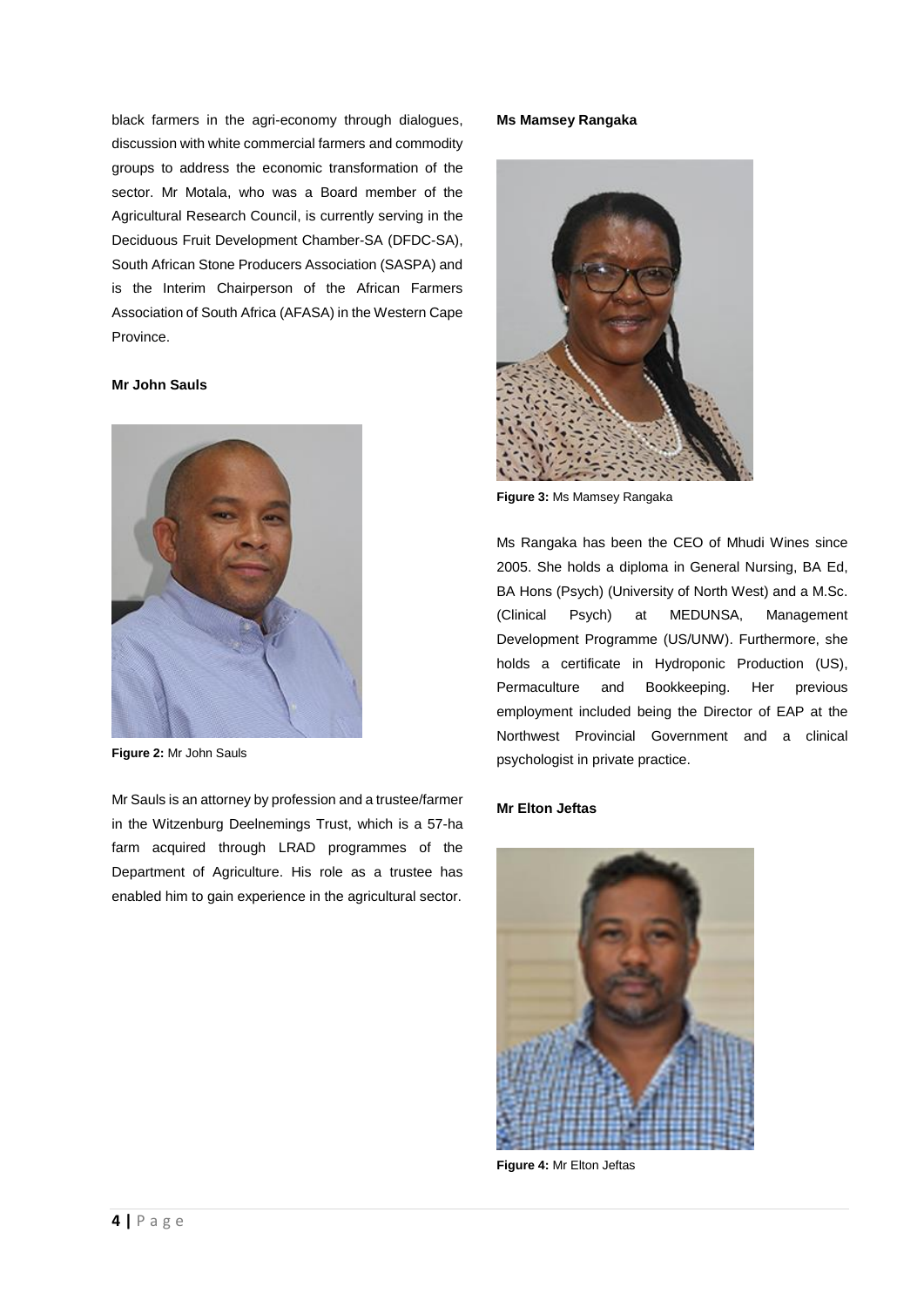black farmers in the agri-economy through dialogues, discussion with white commercial farmers and commodity groups to address the economic transformation of the sector. Mr Motala, who was a Board member of the Agricultural Research Council, is currently serving in the Deciduous Fruit Development Chamber-SA (DFDC-SA), South African Stone Producers Association (SASPA) and is the Interim Chairperson of the African Farmers Association of South Africa (AFASA) in the Western Cape Province.

**Mr John Sauls**

**Figure 2:** Mr John Sauls

Mr Sauls is an attorney by profession and a trustee/farmer in the Witzenburg Deelnemings Trust, which is a 57-ha farm acquired through LRAD programmes of the Department of Agriculture. His role as a trustee has enabled him to gain experience in the agricultural sector.

**Ms Mamsey Rangaka**

**Figure 3:** Ms Mamsey Rangaka

Ms Rangaka has been the CEO of Mhudi Wines since 2005. She holds a diploma in General Nursing, BA Ed, BA Hons (Psych) (University of North West) and a M.Sc. (Clinical Psych) at MEDUNSA, Management Development Programme (US/UNW). Furthermore, she holds a certificate in Hydroponic Production (US), Permaculture and Bookkeeping. Her previous employment included being the Director of EAP at the Northwest Provincial Government and a clinical psychologist in private practice.

**Mr Elton Jeftas**

**Figure 4:** Mr Elton Jeftas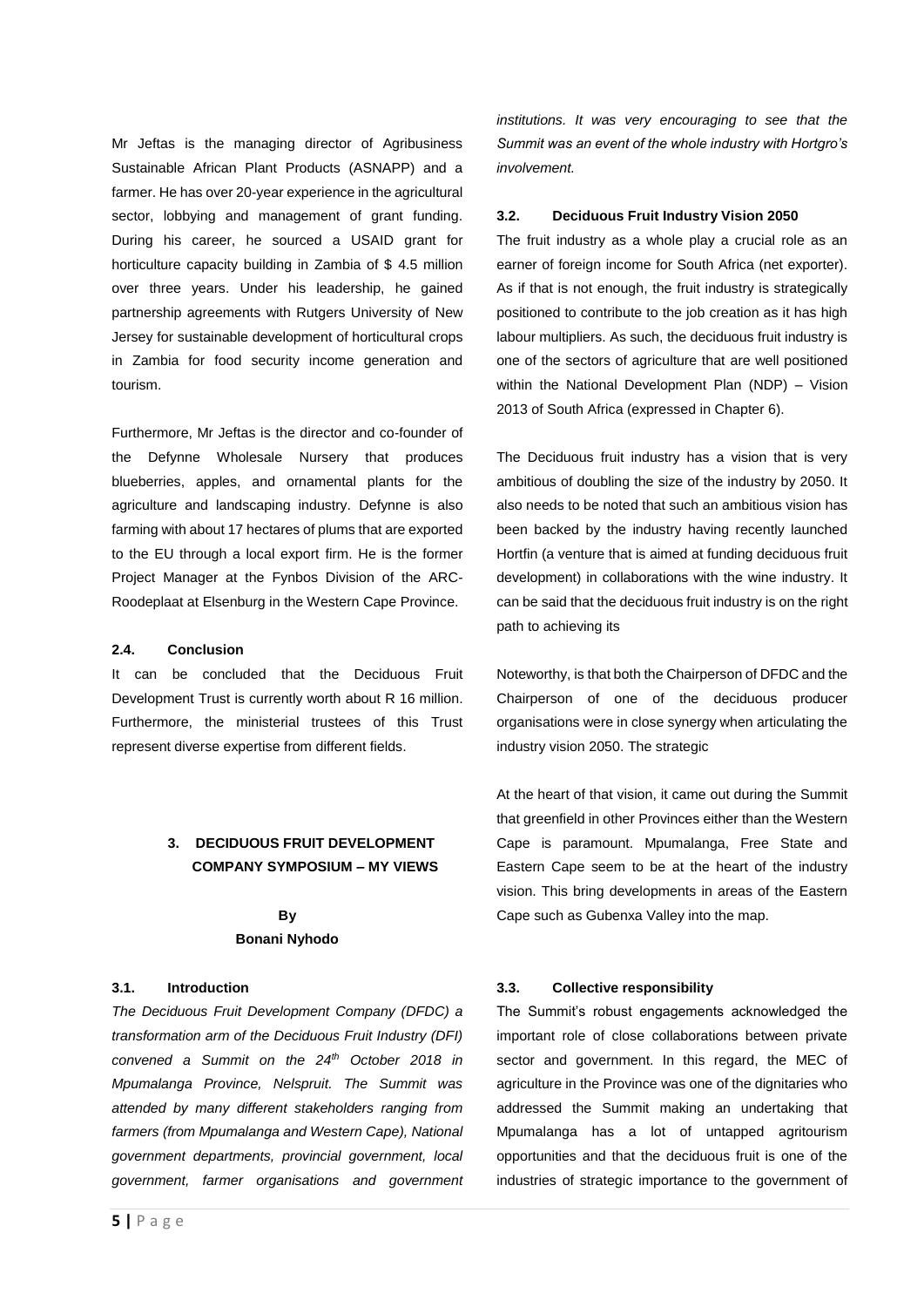Mr Jeftas is the managing director of Agribusiness Sustainable African Plant Products (ASNAPP) and a farmer. He has over 20-year experience in the agricultural sector, lobbying and management of grant funding. During his career, he sourced a USAID grant for horticulture capacity building in Zambia of $ 4.5 million over three years. Under his leadership, he gained partnership agreements with Rutgers University of New Jersey for sustainable development of horticultural crops in Zambia for food security income generation and tourism.

Furthermore, Mr Jeftas is the director and co-founder of the Defynne Wholesale Nursery that produces blueberries, apples, and ornamental plants for the agriculture and landscaping industry. Defynne is also farming with about 17 hectares of plums that are exported to the EU through a local export firm. He is the former Project Manager at the Fynbos Division of the ARC-Roodeplaat at Elsenburg in the Western Cape Province.

### 2.4. Conclusion

It can be concluded that the Deciduous Fruit Development Trust is currently worth about R 16 million. Furthermore, the ministerial trustees of this Trust represent diverse expertise from different fields.

## 3. DECIDUOUS FRUIT DEVELOPMENT COMPANY SYMPOSIUM – MY VIEWS

**By**
**Bonani Nyhodo**

### 3.1. Introduction

*The Deciduous Fruit Development Company (DFDC) a transformation arm of the Deciduous Fruit Industry (DFI) convened a Summit on the 24th October 2018 in Mpumalanga Province, Nelspruit. The Summit was attended by many different stakeholders ranging from farmers (from Mpumalanga and Western Cape), National government departments, provincial government, local government, farmer organisations and government institutions. It was very encouraging to see that the Summit was an event of the whole industry with Hortgro's involvement.*

### 3.2. Deciduous Fruit Industry Vision 2050

The fruit industry as a whole play a crucial role as an earner of foreign income for South Africa (net exporter). As if that is not enough, the fruit industry is strategically positioned to contribute to the job creation as it has high labour multipliers. As such, the deciduous fruit industry is one of the sectors of agriculture that are well positioned within the National Development Plan (NDP) – Vision 2013 of South Africa (expressed in Chapter 6).

The Deciduous fruit industry has a vision that is very ambitious of doubling the size of the industry by 2050. It also needs to be noted that such an ambitious vision has been backed by the industry having recently launched Hortfin (a venture that is aimed at funding deciduous fruit development) in collaborations with the wine industry. It can be said that the deciduous fruit industry is on the right path to achieving its

Noteworthy, is that both the Chairperson of DFDC and the Chairperson of one of the deciduous producer organisations were in close synergy when articulating the industry vision 2050. The strategic

At the heart of that vision, it came out during the Summit that greenfield in other Provinces either than the Western Cape is paramount. Mpumalanga, Free State and Eastern Cape seem to be at the heart of the industry vision. This bring developments in areas of the Eastern Cape such as Gubenxa Valley into the map.

### 3.3. Collective responsibility

The Summit's robust engagements acknowledged the important role of close collaborations between private sector and government. In this regard, the MEC of agriculture in the Province was one of the dignitaries who addressed the Summit making an undertaking that Mpumalanga has a lot of untapped agritourism opportunities and that the deciduous fruit is one of the industries of strategic importance to the government of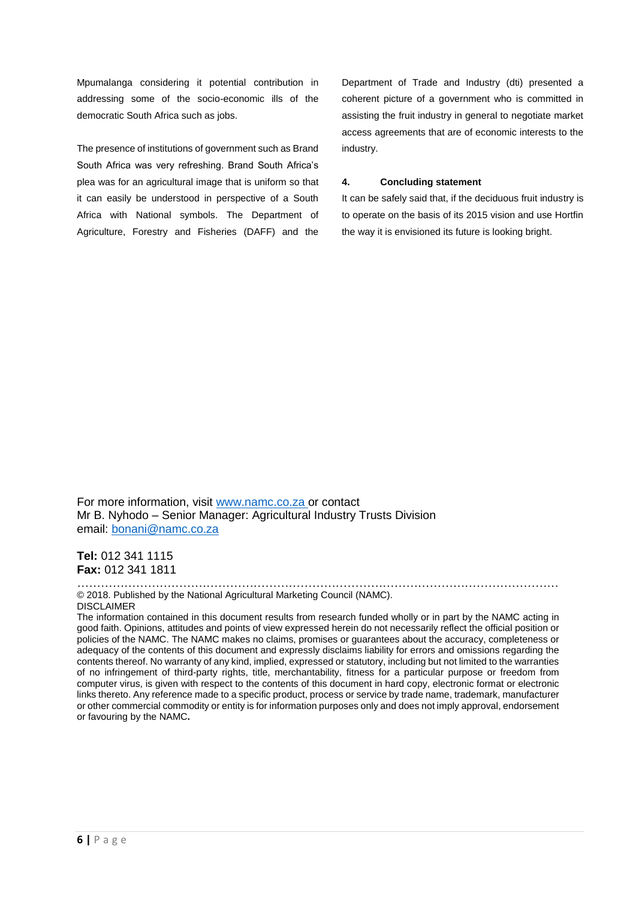Mpumalanga considering it potential contribution in addressing some of the socio-economic ills of the democratic South Africa such as jobs.

The presence of institutions of government such as Brand South Africa was very refreshing. Brand South Africa's plea was for an agricultural image that is uniform so that it can easily be understood in perspective of a South Africa with National symbols. The Department of Agriculture, Forestry and Fisheries (DAFF) and the Department of Trade and Industry (dti) presented a coherent picture of a government who is committed in assisting the fruit industry in general to negotiate market access agreements that are of economic interests to the industry.

## 4. Concluding statement

It can be safely said that, if the deciduous fruit industry is to operate on the basis of its 2015 vision and use Hortfin the way it is envisioned its future is looking bright.

For more information, visit [www.namc.co.za](http://www.namc.co.za) or contact
Mr B. Nyhodo – Senior Manager: Agricultural Industry Trusts Division
email: [bonani@namc.co.za](mailto:bonani@namc.co.za)

**Tel:** 012 341 1115
**Fax:** 012 341 1811

© 2018. Published by the National Agricultural Marketing Council (NAMC).
DISCLAIMER
The information contained in this document results from research funded wholly or in part by the NAMC acting in good faith. Opinions, attitudes and points of view expressed herein do not necessarily reflect the official position or policies of the NAMC. The NAMC makes no claims, promises or guarantees about the accuracy, completeness or adequacy of the contents of this document and expressly disclaims liability for errors and omissions regarding the contents thereof. No warranty of any kind, implied, expressed or statutory, including but not limited to the warranties of no infringement of third-party rights, title, merchantability, fitness for a particular purpose or freedom from computer virus, is given with respect to the contents of this document in hard copy, electronic format or electronic links thereto. Any reference made to a specific product, process or service by trade name, trademark, manufacturer or other commercial commodity or entity is for information purposes only and does not imply approval, endorsement or favouring by the NAMC.